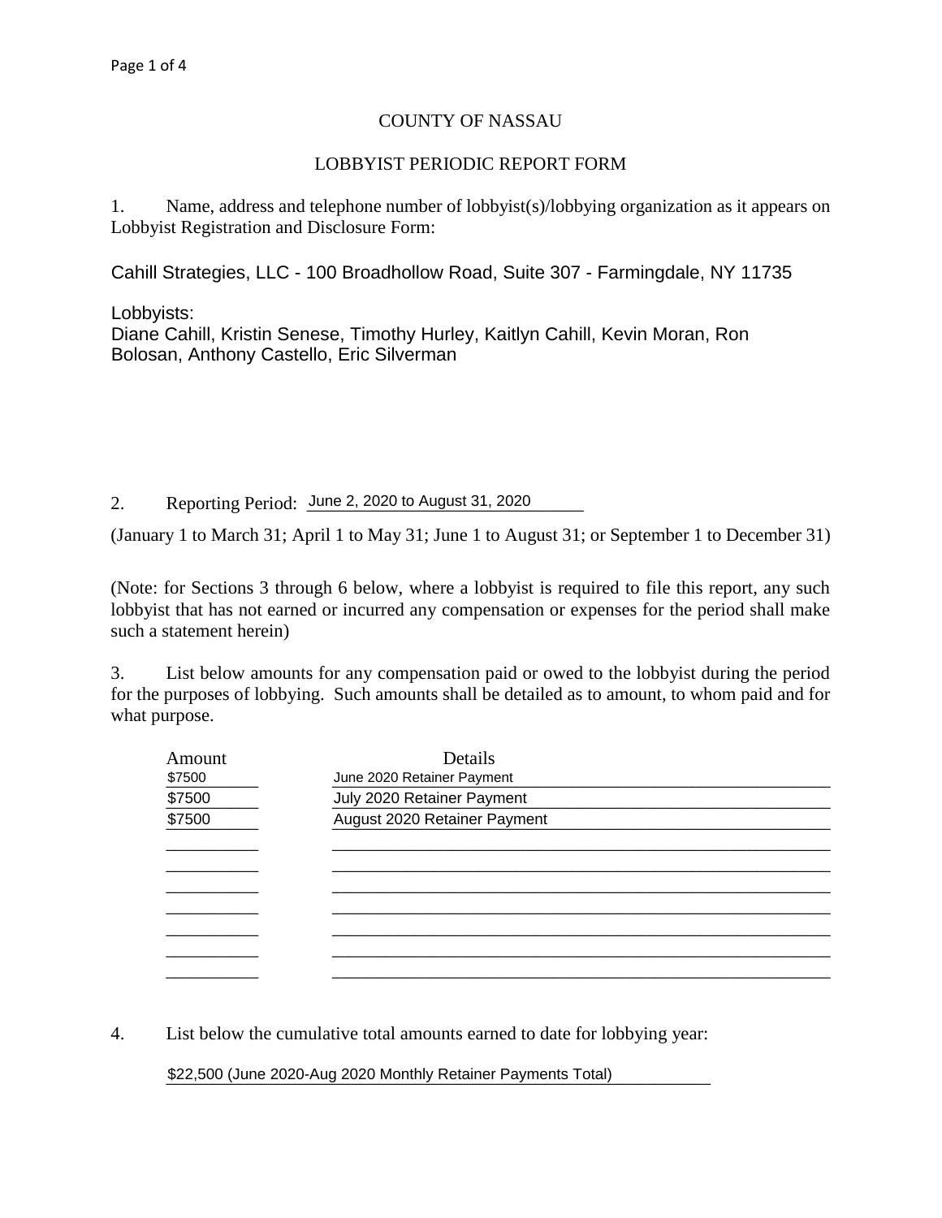# COUNTY OF NASSAU

## LOBBYIST PERIODIC REPORT FORM

1. Name, address and telephone number of lobbyist(s)/lobbying organization as it appears on Lobbyist Registration and Disclosure Form:

Cahill Strategies, LLC - 100 Broadhollow Road, Suite 307 - Farmingdale, NY 11735

Lobbyists:
Diane Cahill, Kristin Senese, Timothy Hurley, Kaitlyn Cahill, Kevin Moran, Ron Bolosan, Anthony Castello, Eric Silverman

2. Reporting Period: June 2, 2020 to August 31, 2020

(January 1 to March 31; April 1 to May 31; June 1 to August 31; or September 1 to December 31)

(Note: for Sections 3 through 6 below, where a lobbyist is required to file this report, any such lobbyist that has not earned or incurred any compensation or expenses for the period shall make such a statement herein)

3. List below amounts for any compensation paid or owed to the lobbyist during the period for the purposes of lobbying. Such amounts shall be detailed as to amount, to whom paid and for what purpose.

| Amount | Details |
|---|---|
| $7500 | June 2020 Retainer Payment |
| $7500 | July 2020 Retainer Payment |
| $7500 | August 2020 Retainer Payment |
| | |
| | |
| | |
| | |
| | |
| | |
| | |

4. List below the cumulative total amounts earned to date for lobbying year:

$22,500 (June 2020-Aug 2020 Monthly Retainer Payments Total)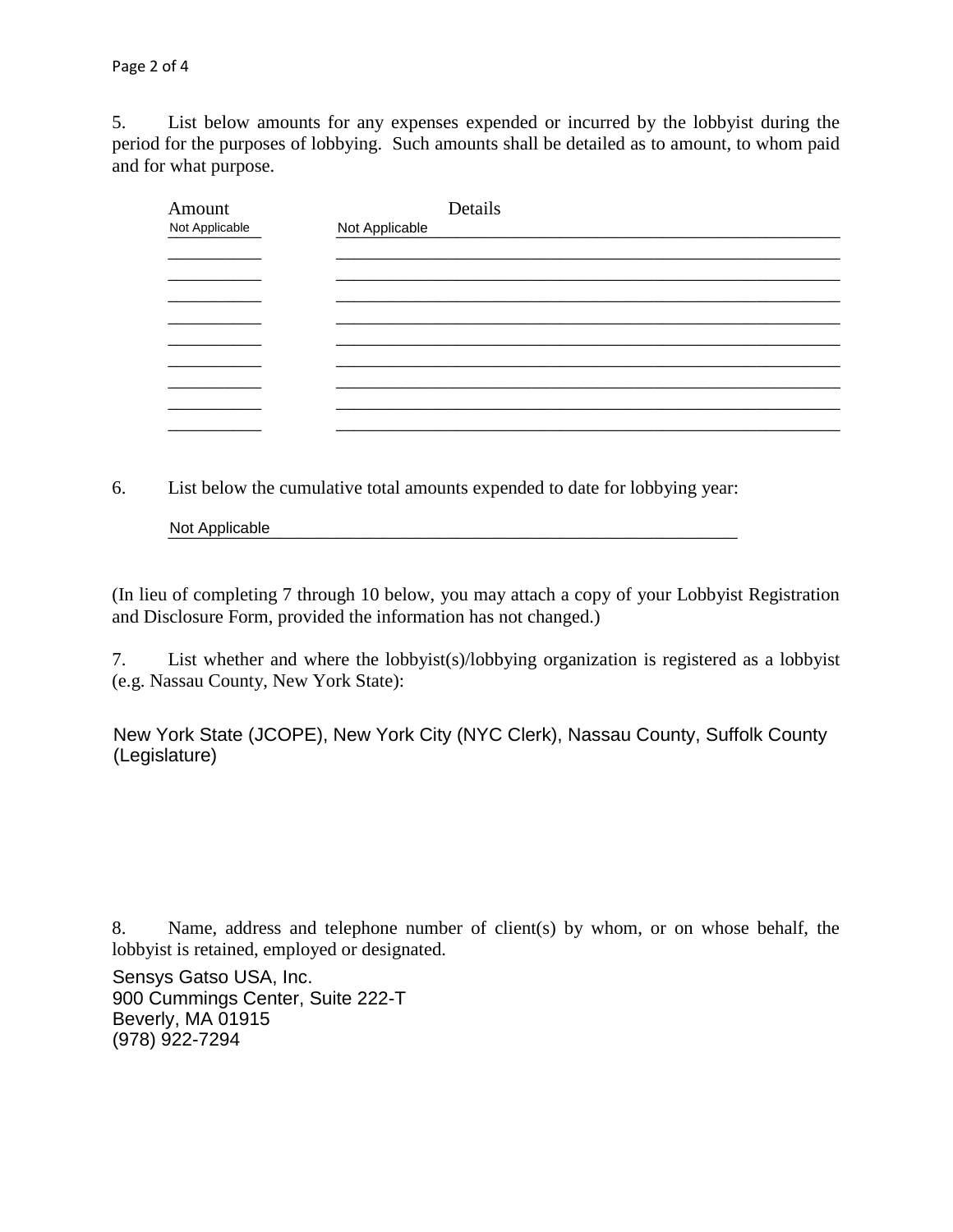5. List below amounts for any expenses expended or incurred by the lobbyist during the period for the purposes of lobbying. Such amounts shall be detailed as to amount, to whom paid and for what purpose.

| Amount | Details |
|---|---|
| Not Applicable | Not Applicable |
| | |
| | |
| | |
| | |
| | |
| | |
| | |
| | |
| | |

6. List below the cumulative total amounts expended to date for lobbying year:

Not Applicable

(In lieu of completing 7 through 10 below, you may attach a copy of your Lobbyist Registration and Disclosure Form, provided the information has not changed.)

7. List whether and where the lobbyist(s)/lobbying organization is registered as a lobbyist (e.g. Nassau County, New York State):

New York State (JCOPE), New York City (NYC Clerk), Nassau County, Suffolk County (Legislature)

8. Name, address and telephone number of client(s) by whom, or on whose behalf, the lobbyist is retained, employed or designated.

Sensys Gatso USA, Inc.
900 Cummings Center, Suite 222-T
Beverly, MA 01915
(978) 922-7294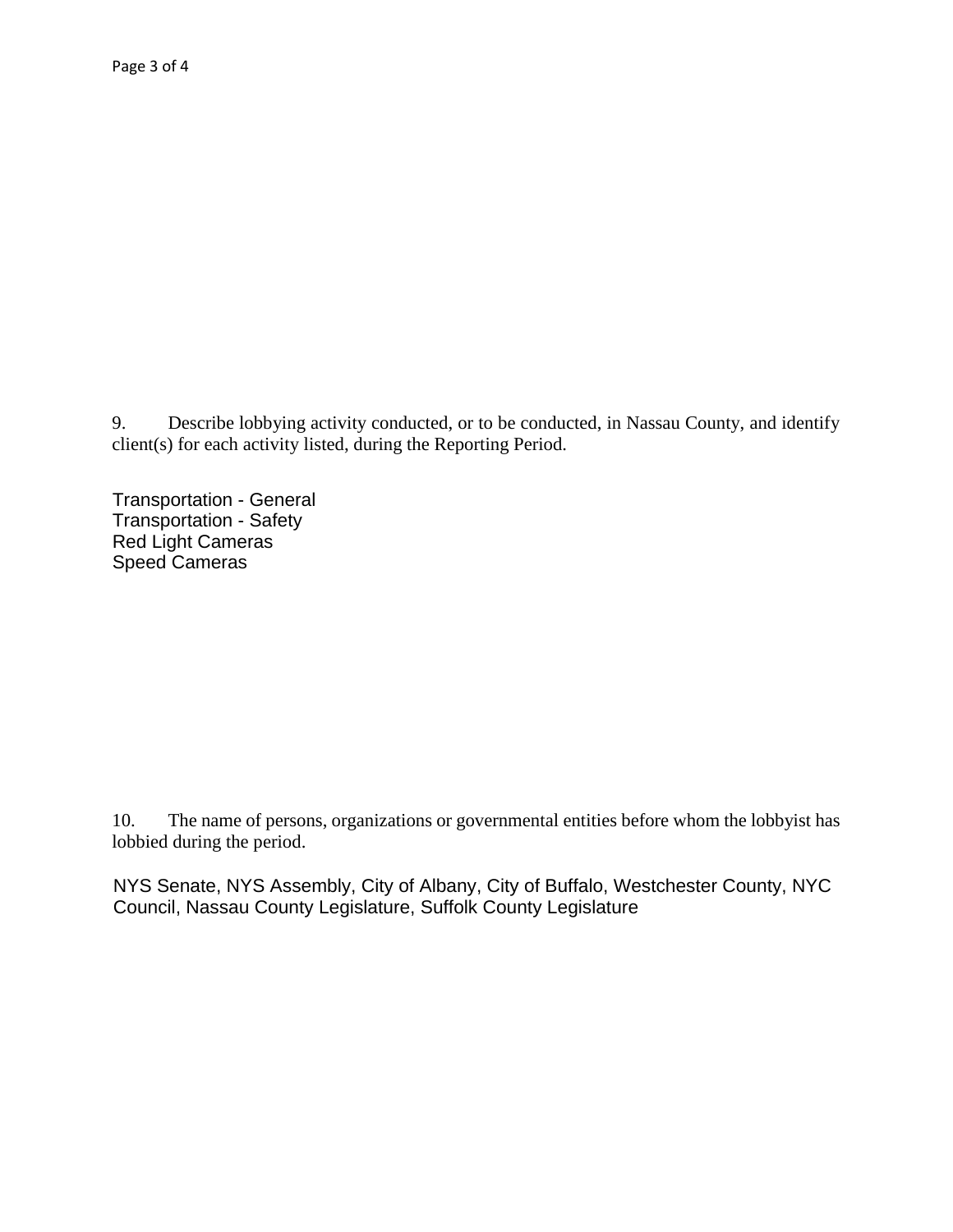9. Describe lobbying activity conducted, or to be conducted, in Nassau County, and identify client(s) for each activity listed, during the Reporting Period.

Transportation - General
Transportation - Safety
Red Light Cameras
Speed Cameras

10. The name of persons, organizations or governmental entities before whom the lobbyist has lobbied during the period.

NYS Senate, NYS Assembly, City of Albany, City of Buffalo, Westchester County, NYC Council, Nassau County Legislature, Suffolk County Legislature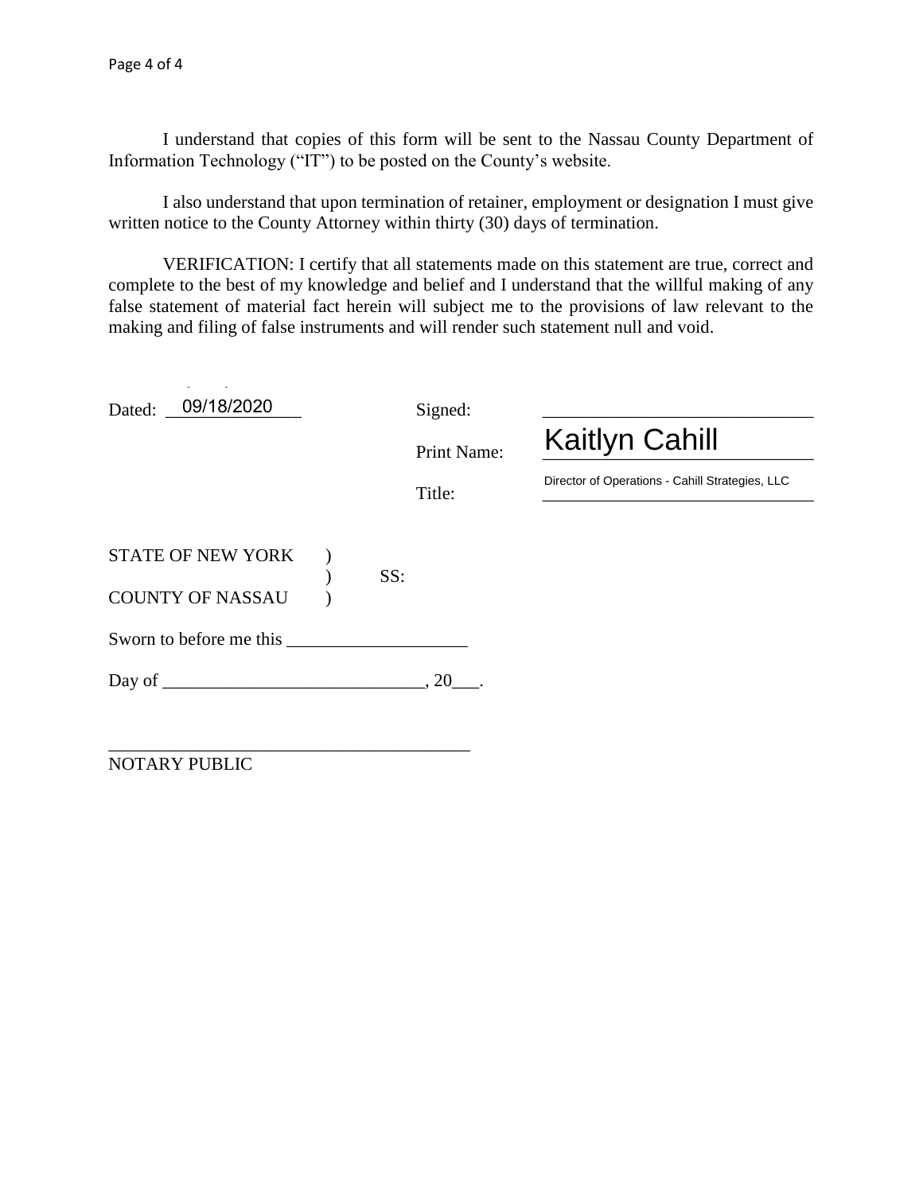I understand that copies of this form will be sent to the Nassau County Department of Information Technology ("IT") to be posted on the County's website.

I also understand that upon termination of retainer, employment or designation I must give written notice to the County Attorney within thirty (30) days of termination.

VERIFICATION: I certify that all statements made on this statement are true, correct and complete to the best of my knowledge and belief and I understand that the willful making of any false statement of material fact herein will subject me to the provisions of law relevant to the making and filing of false instruments and will render such statement null and void.

Dated: 09/18/2020

Signed: ______________________________

Print Name: Kaitlyn Cahill

Title: Director of Operations - Cahill Strategies, LLC

STATE OF NEW YORK )
) SS:
COUNTY OF NASSAU )

Sworn to before me this ____________________

Day of ______________________________, 20___.

________________________________________
NOTARY PUBLIC